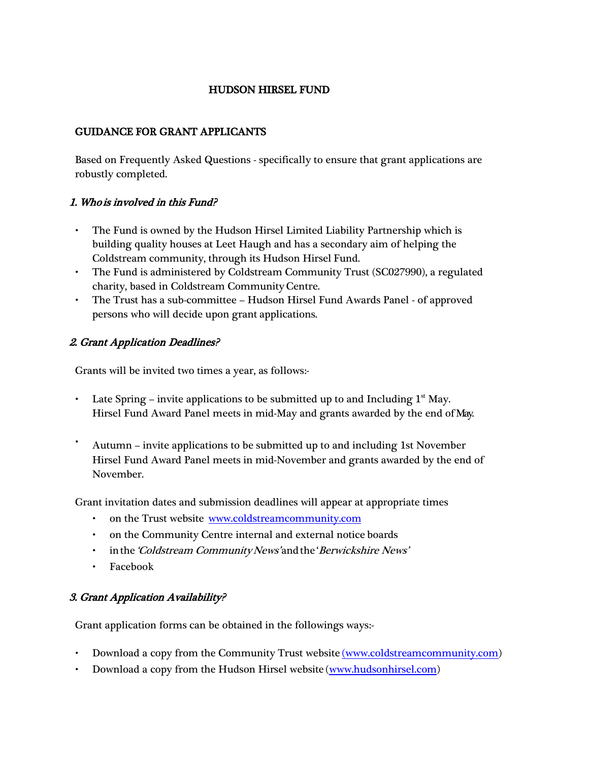# HUDSON HIRSEL FUND

## GUIDANCE FOR GRANT APPLICANTS

Based on Frequently Asked Questions - specifically to ensure that grant applications are robustly completed.

### *1. Who is involved in this Fund?*

- The Fund is owned by the Hudson Hirsel Limited Liability Partnership which is building quality houses at Leet Haugh and has a secondary aim of helping the Coldstream community, through its Hudson Hirsel Fund.
- The Fund is administered by Coldstream Community Trust (SC027990), a regulated charity, based in Coldstream Community Centre.
- The Trust has a sub-committee – Hudson Hirsel Fund Awards Panel - of approved persons who will decide upon grant applications.

### *2. Grant Application Deadlines?*

Grants will be invited two times a year, as follows:-

- Late Spring – invite applications to be submitted up to and Including 1st May. Hirsel Fund Award Panel meets in mid-May and grants awarded by the end of May.
- Autumn – invite applications to be submitted up to and including 1st November Hirsel Fund Award Panel meets in mid-November and grants awarded by the end of November.

Grant invitation dates and submission deadlines will appear at appropriate times

- on the Trust website www.coldstreamcommunity.com
- on the Community Centre internal and external notice boards
- in the *'Coldstream Community News'* and the *'Berwickshire News'*
- Facebook

### *3. Grant Application Availability?*

Grant application forms can be obtained in the followings ways:-

- Download a copy from the Community Trust website (www.coldstreamcommunity.com)
- Download a copy from the Hudson Hirsel website (www.hudsonhirsel.com)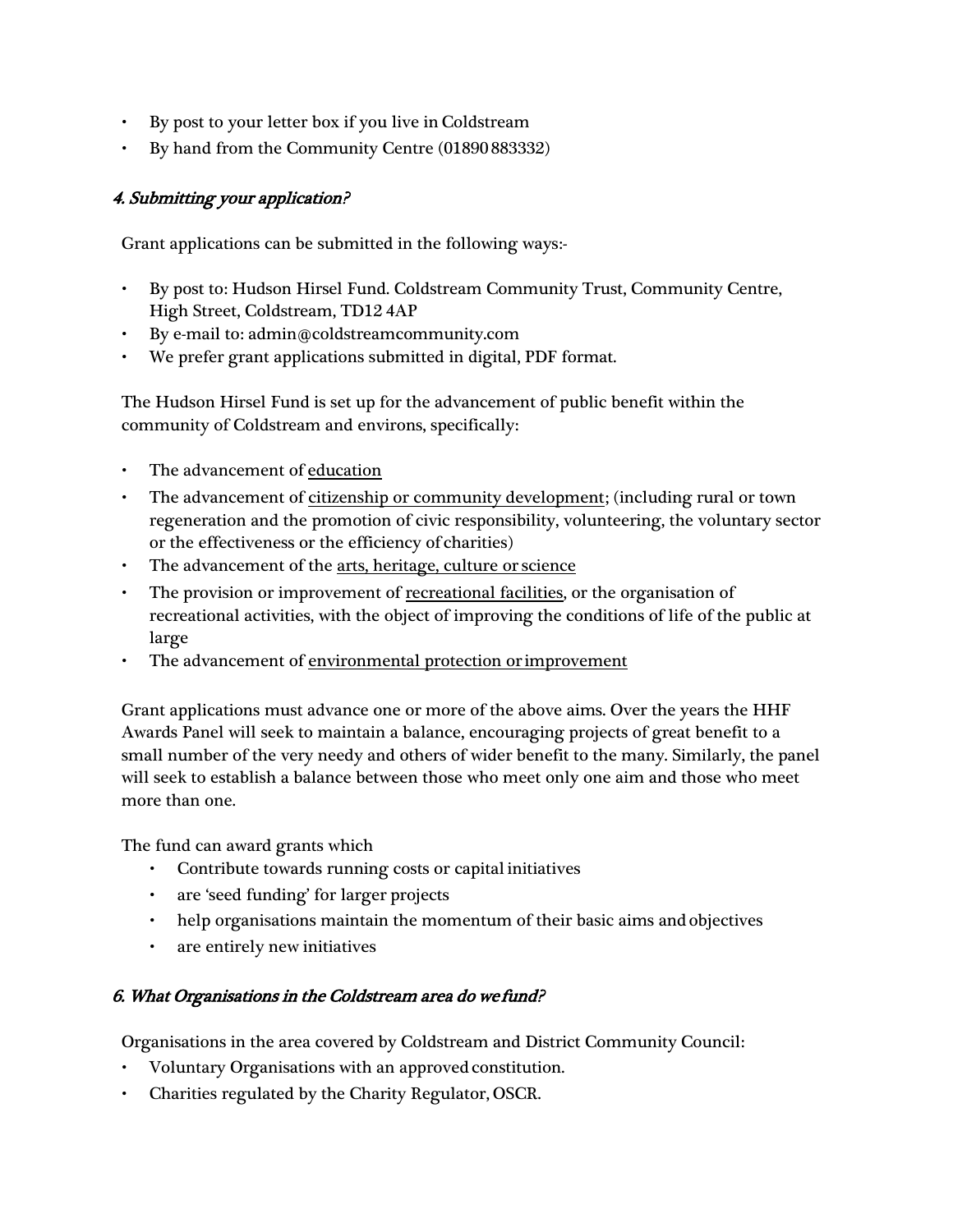- By post to your letter box if you live in Coldstream
- By hand from the Community Centre (01890 883332)

### *4. Submitting your application?*

Grant applications can be submitted in the following ways:-

- By post to: Hudson Hirsel Fund. Coldstream Community Trust, Community Centre, High Street, Coldstream, TD12 4AP
- By e-mail to: admin@coldstreamcommunity.com
- We prefer grant applications submitted in digital, PDF format.

The Hudson Hirsel Fund is set up for the advancement of public benefit within the community of Coldstream and environs, specifically:

- The advancement of <u>education</u>
- The advancement of <u>citizenship or community development</u>; (including rural or town regeneration and the promotion of civic responsibility, volunteering, the voluntary sector or the effectiveness or the efficiency of charities)
- The advancement of the <u>arts, heritage, culture or science</u>
- The provision or improvement of <u>recreational facilities</u>, or the organisation of recreational activities, with the object of improving the conditions of life of the public at large
- The advancement of <u>environmental protection or improvement</u>

Grant applications must advance one or more of the above aims. Over the years the HHF Awards Panel will seek to maintain a balance, encouraging projects of great benefit to a small number of the very needy and others of wider benefit to the many. Similarly, the panel will seek to establish a balance between those who meet only one aim and those who meet more than one.

The fund can award grants which

- Contribute towards running costs or capital initiatives
- are 'seed funding' for larger projects
- help organisations maintain the momentum of their basic aims and objectives
- are entirely new initiatives

### *6. What Organisations in the Coldstream area do we fund?*

Organisations in the area covered by Coldstream and District Community Council:

- Voluntary Organisations with an approved constitution.
- Charities regulated by the Charity Regulator, OSCR.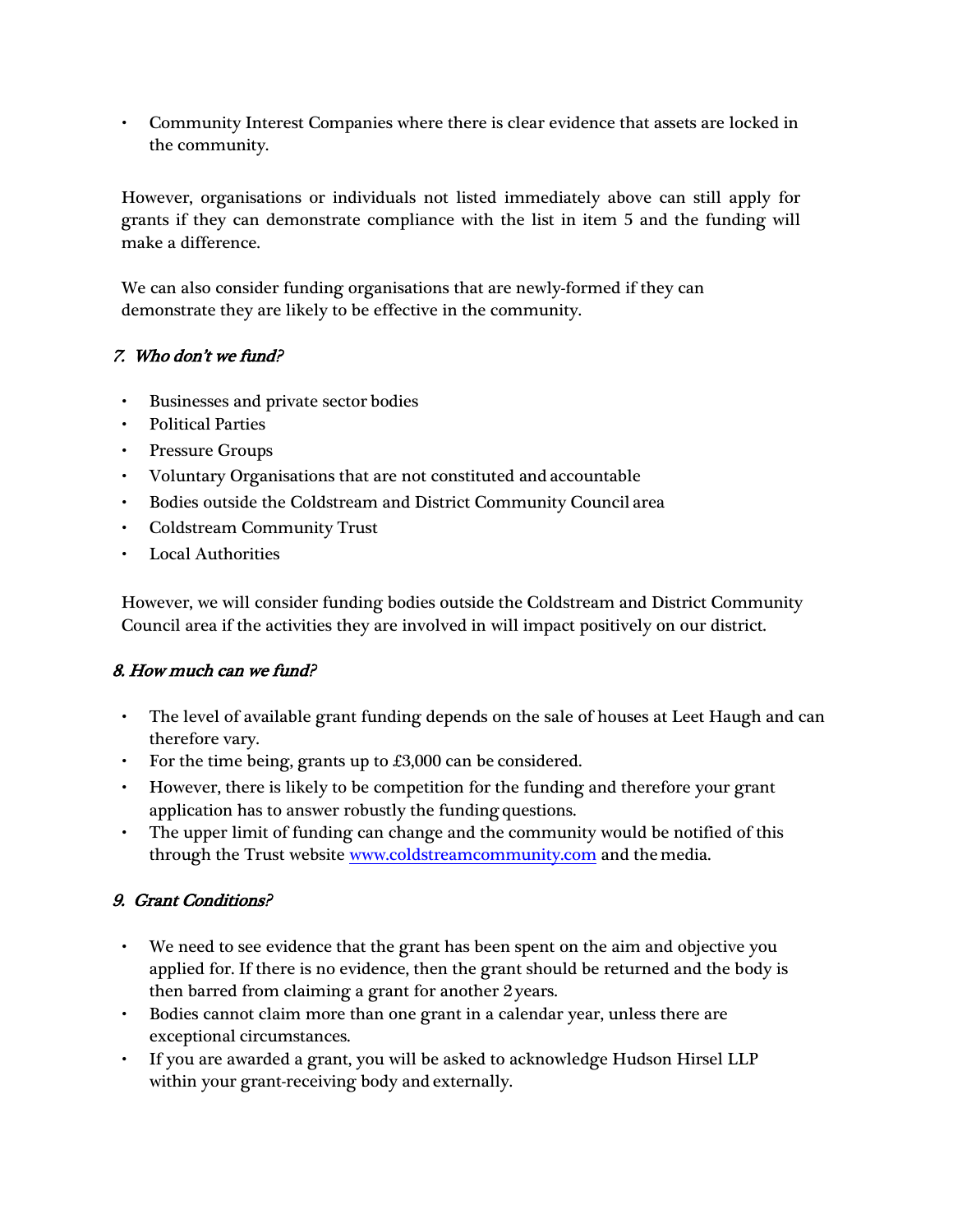- Community Interest Companies where there is clear evidence that assets are locked in the community.

However, organisations or individuals not listed immediately above can still apply for grants if they can demonstrate compliance with the list in item 5 and the funding will make a difference.

We can also consider funding organisations that are newly-formed if they can demonstrate they are likely to be effective in the community.

### *7. Who don't we fund?*

- Businesses and private sector bodies
- Political Parties
- Pressure Groups
- Voluntary Organisations that are not constituted and accountable
- Bodies outside the Coldstream and District Community Council area
- Coldstream Community Trust
- Local Authorities

However, we will consider funding bodies outside the Coldstream and District Community Council area if the activities they are involved in will impact positively on our district.

### *8. How much can we fund?*

- The level of available grant funding depends on the sale of houses at Leet Haugh and can therefore vary.
- For the time being, grants up to £3,000 can be considered.
- However, there is likely to be competition for the funding and therefore your grant application has to answer robustly the funding questions.
- The upper limit of funding can change and the community would be notified of this through the Trust website [www.coldstreamcommunity.com](http://www.coldstreamcommunity.com) and the media.

### *9. Grant Conditions?*

- We need to see evidence that the grant has been spent on the aim and objective you applied for. If there is no evidence, then the grant should be returned and the body is then barred from claiming a grant for another 2 years.
- Bodies cannot claim more than one grant in a calendar year, unless there are exceptional circumstances.
- If you are awarded a grant, you will be asked to acknowledge Hudson Hirsel LLP within your grant-receiving body and externally.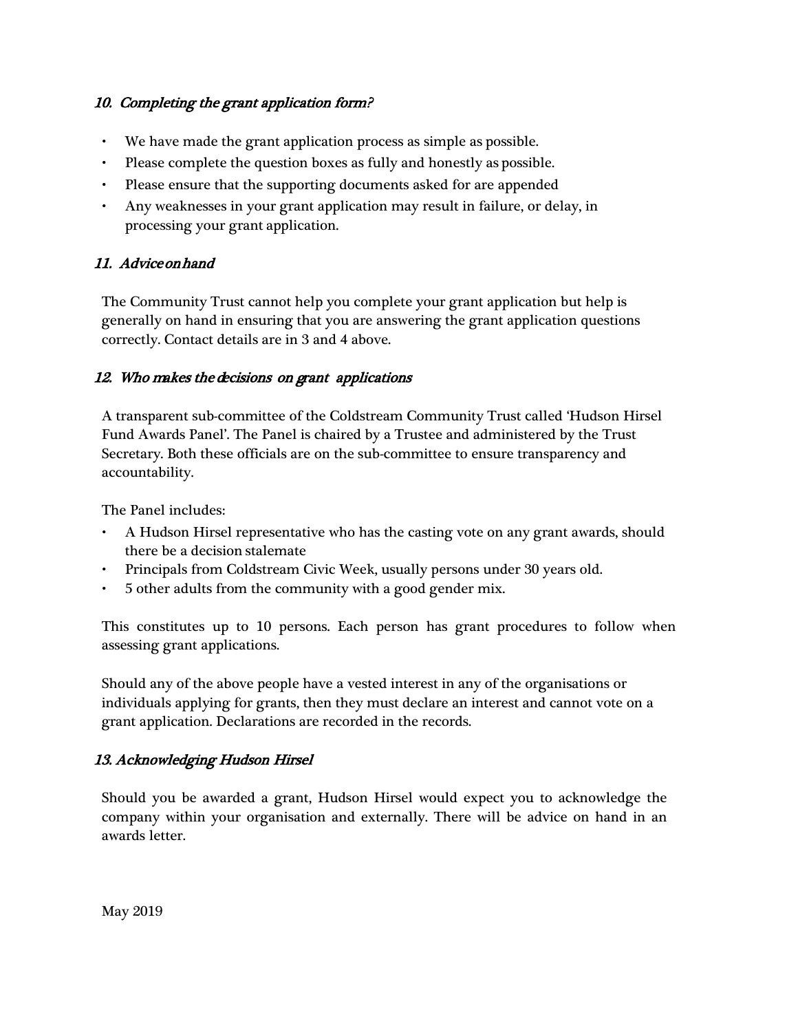### *10. Completing the grant application form?*

- We have made the grant application process as simple as possible.
- Please complete the question boxes as fully and honestly as possible.
- Please ensure that the supporting documents asked for are appended
- Any weaknesses in your grant application may result in failure, or delay, in processing your grant application.

### *11. Advice on hand*

The Community Trust cannot help you complete your grant application but help is generally on hand in ensuring that you are answering the grant application questions correctly. Contact details are in 3 and 4 above.

### *12. Who makes the decisions on grant applications*

A transparent sub-committee of the Coldstream Community Trust called 'Hudson Hirsel Fund Awards Panel'. The Panel is chaired by a Trustee and administered by the Trust Secretary. Both these officials are on the sub-committee to ensure transparency and accountability.

The Panel includes:

- A Hudson Hirsel representative who has the casting vote on any grant awards, should there be a decision stalemate
- Principals from Coldstream Civic Week, usually persons under 30 years old.
- 5 other adults from the community with a good gender mix.

This constitutes up to 10 persons. Each person has grant procedures to follow when assessing grant applications.

Should any of the above people have a vested interest in any of the organisations or individuals applying for grants, then they must declare an interest and cannot vote on a grant application. Declarations are recorded in the records.

### *13. Acknowledging Hudson Hirsel*

Should you be awarded a grant, Hudson Hirsel would expect you to acknowledge the company within your organisation and externally. There will be advice on hand in an awards letter.

May 2019